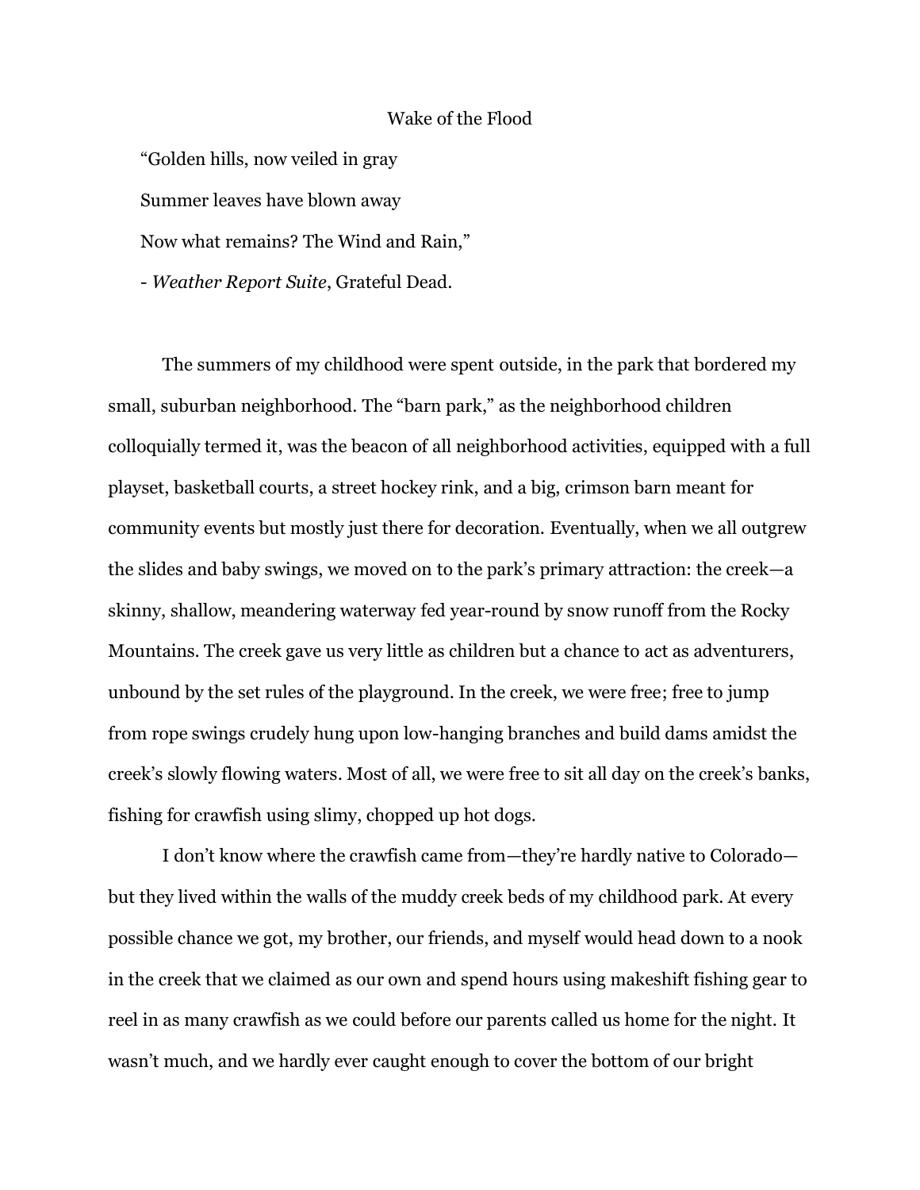# Wake of the Flood

"Golden hills, now veiled in gray

Summer leaves have blown away

Now what remains? The Wind and Rain,"

- *Weather Report Suite*, Grateful Dead.

The summers of my childhood were spent outside, in the park that bordered my small, suburban neighborhood. The "barn park," as the neighborhood children colloquially termed it, was the beacon of all neighborhood activities, equipped with a full playset, basketball courts, a street hockey rink, and a big, crimson barn meant for community events but mostly just there for decoration. Eventually, when we all outgrew the slides and baby swings, we moved on to the park's primary attraction: the creek—a skinny, shallow, meandering waterway fed year-round by snow runoff from the Rocky Mountains. The creek gave us very little as children but a chance to act as adventurers, unbound by the set rules of the playground. In the creek, we were free; free to jump from rope swings crudely hung upon low-hanging branches and build dams amidst the creek's slowly flowing waters. Most of all, we were free to sit all day on the creek's banks, fishing for crawfish using slimy, chopped up hot dogs.

I don't know where the crawfish came from—they're hardly native to Colorado—but they lived within the walls of the muddy creek beds of my childhood park. At every possible chance we got, my brother, our friends, and myself would head down to a nook in the creek that we claimed as our own and spend hours using makeshift fishing gear to reel in as many crawfish as we could before our parents called us home for the night. It wasn't much, and we hardly ever caught enough to cover the bottom of our bright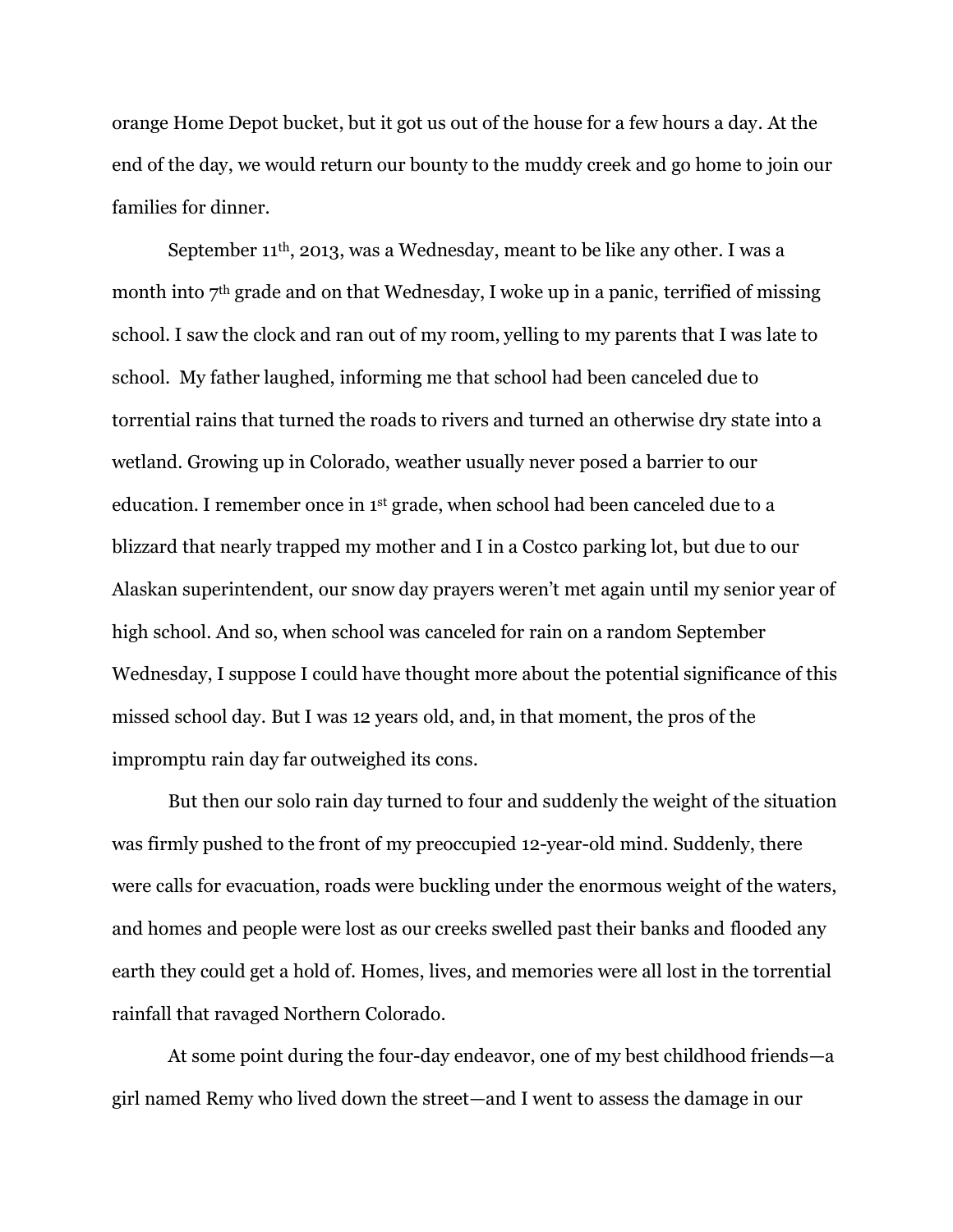orange Home Depot bucket, but it got us out of the house for a few hours a day. At the end of the day, we would return our bounty to the muddy creek and go home to join our families for dinner.

September 11th, 2013, was a Wednesday, meant to be like any other. I was a month into 7th grade and on that Wednesday, I woke up in a panic, terrified of missing school. I saw the clock and ran out of my room, yelling to my parents that I was late to school. My father laughed, informing me that school had been canceled due to torrential rains that turned the roads to rivers and turned an otherwise dry state into a wetland. Growing up in Colorado, weather usually never posed a barrier to our education. I remember once in 1st grade, when school had been canceled due to a blizzard that nearly trapped my mother and I in a Costco parking lot, but due to our Alaskan superintendent, our snow day prayers weren't met again until my senior year of high school. And so, when school was canceled for rain on a random September Wednesday, I suppose I could have thought more about the potential significance of this missed school day. But I was 12 years old, and, in that moment, the pros of the impromptu rain day far outweighed its cons.

But then our solo rain day turned to four and suddenly the weight of the situation was firmly pushed to the front of my preoccupied 12-year-old mind. Suddenly, there were calls for evacuation, roads were buckling under the enormous weight of the waters, and homes and people were lost as our creeks swelled past their banks and flooded any earth they could get a hold of. Homes, lives, and memories were all lost in the torrential rainfall that ravaged Northern Colorado.

At some point during the four-day endeavor, one of my best childhood friends—a girl named Remy who lived down the street—and I went to assess the damage in our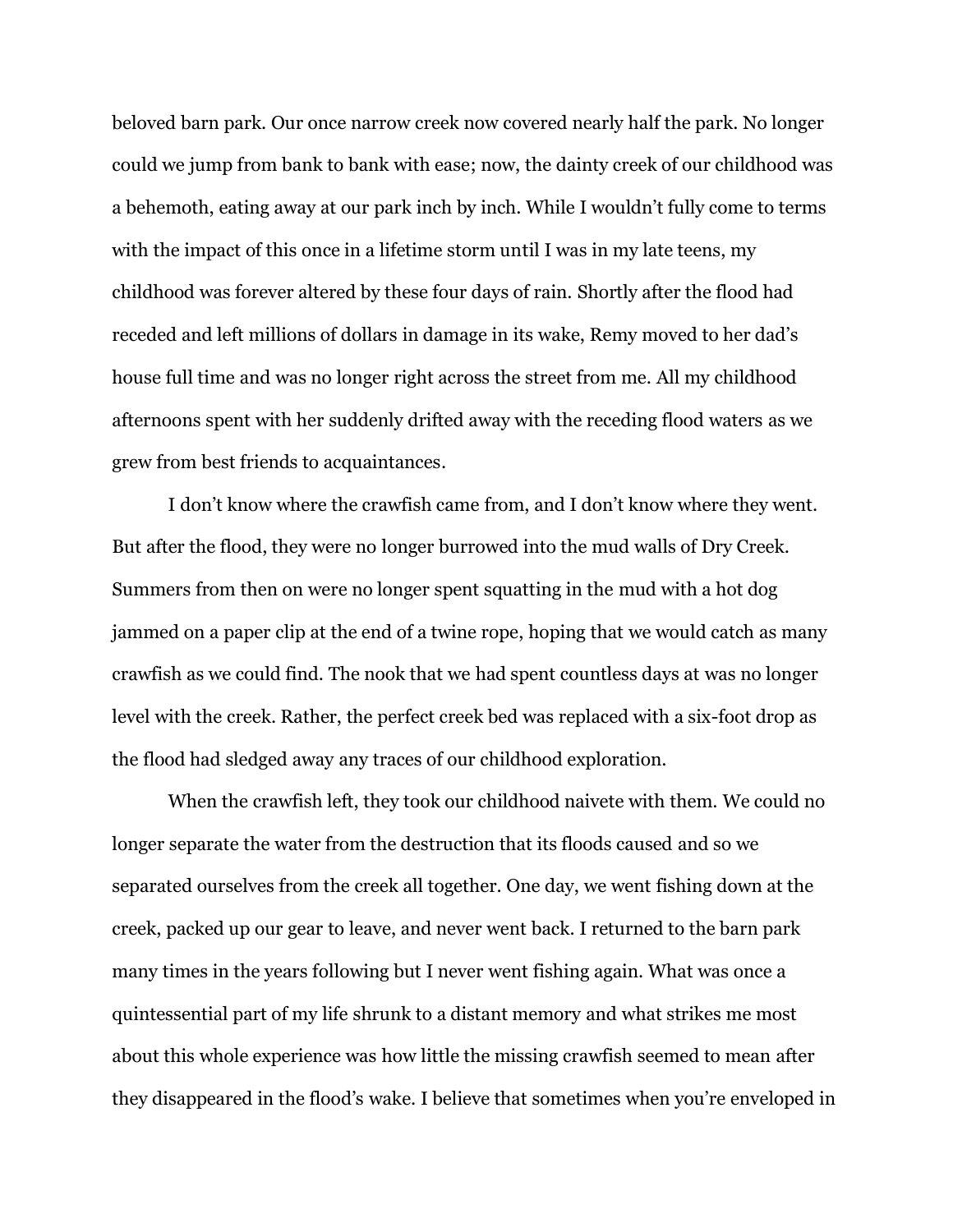beloved barn park. Our once narrow creek now covered nearly half the park. No longer could we jump from bank to bank with ease; now, the dainty creek of our childhood was a behemoth, eating away at our park inch by inch. While I wouldn't fully come to terms with the impact of this once in a lifetime storm until I was in my late teens, my childhood was forever altered by these four days of rain. Shortly after the flood had receded and left millions of dollars in damage in its wake, Remy moved to her dad's house full time and was no longer right across the street from me. All my childhood afternoons spent with her suddenly drifted away with the receding flood waters as we grew from best friends to acquaintances.

I don't know where the crawfish came from, and I don't know where they went. But after the flood, they were no longer burrowed into the mud walls of Dry Creek. Summers from then on were no longer spent squatting in the mud with a hot dog jammed on a paper clip at the end of a twine rope, hoping that we would catch as many crawfish as we could find. The nook that we had spent countless days at was no longer level with the creek. Rather, the perfect creek bed was replaced with a six-foot drop as the flood had sledged away any traces of our childhood exploration.

When the crawfish left, they took our childhood naivete with them. We could no longer separate the water from the destruction that its floods caused and so we separated ourselves from the creek all together. One day, we went fishing down at the creek, packed up our gear to leave, and never went back. I returned to the barn park many times in the years following but I never went fishing again. What was once a quintessential part of my life shrunk to a distant memory and what strikes me most about this whole experience was how little the missing crawfish seemed to mean after they disappeared in the flood's wake. I believe that sometimes when you're enveloped in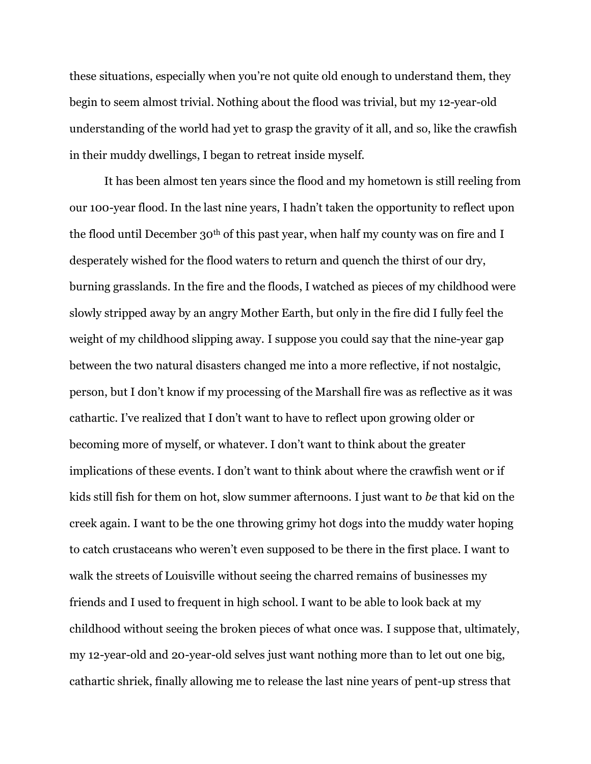these situations, especially when you're not quite old enough to understand them, they begin to seem almost trivial. Nothing about the flood was trivial, but my 12-year-old understanding of the world had yet to grasp the gravity of it all, and so, like the crawfish in their muddy dwellings, I began to retreat inside myself.

It has been almost ten years since the flood and my hometown is still reeling from our 100-year flood. In the last nine years, I hadn't taken the opportunity to reflect upon the flood until December 30th of this past year, when half my county was on fire and I desperately wished for the flood waters to return and quench the thirst of our dry, burning grasslands. In the fire and the floods, I watched as pieces of my childhood were slowly stripped away by an angry Mother Earth, but only in the fire did I fully feel the weight of my childhood slipping away. I suppose you could say that the nine-year gap between the two natural disasters changed me into a more reflective, if not nostalgic, person, but I don't know if my processing of the Marshall fire was as reflective as it was cathartic. I've realized that I don't want to have to reflect upon growing older or becoming more of myself, or whatever. I don't want to think about the greater implications of these events. I don't want to think about where the crawfish went or if kids still fish for them on hot, slow summer afternoons. I just want to *be* that kid on the creek again. I want to be the one throwing grimy hot dogs into the muddy water hoping to catch crustaceans who weren't even supposed to be there in the first place. I want to walk the streets of Louisville without seeing the charred remains of businesses my friends and I used to frequent in high school. I want to be able to look back at my childhood without seeing the broken pieces of what once was. I suppose that, ultimately, my 12-year-old and 20-year-old selves just want nothing more than to let out one big, cathartic shriek, finally allowing me to release the last nine years of pent-up stress that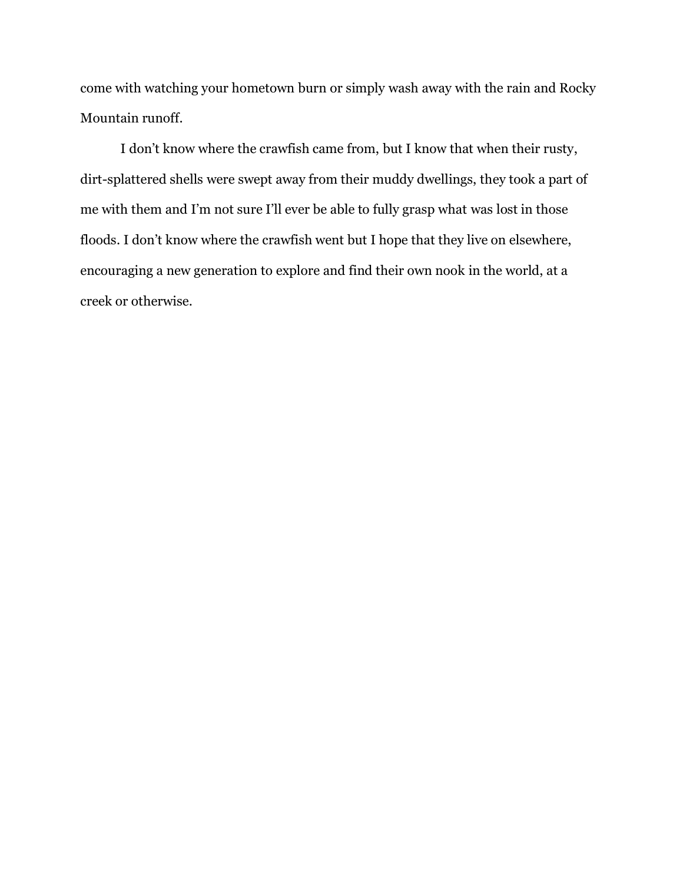come with watching your hometown burn or simply wash away with the rain and Rocky Mountain runoff.

I don’t know where the crawfish came from, but I know that when their rusty, dirt-splattered shells were swept away from their muddy dwellings, they took a part of me with them and I’m not sure I’ll ever be able to fully grasp what was lost in those floods. I don’t know where the crawfish went but I hope that they live on elsewhere, encouraging a new generation to explore and find their own nook in the world, at a creek or otherwise.